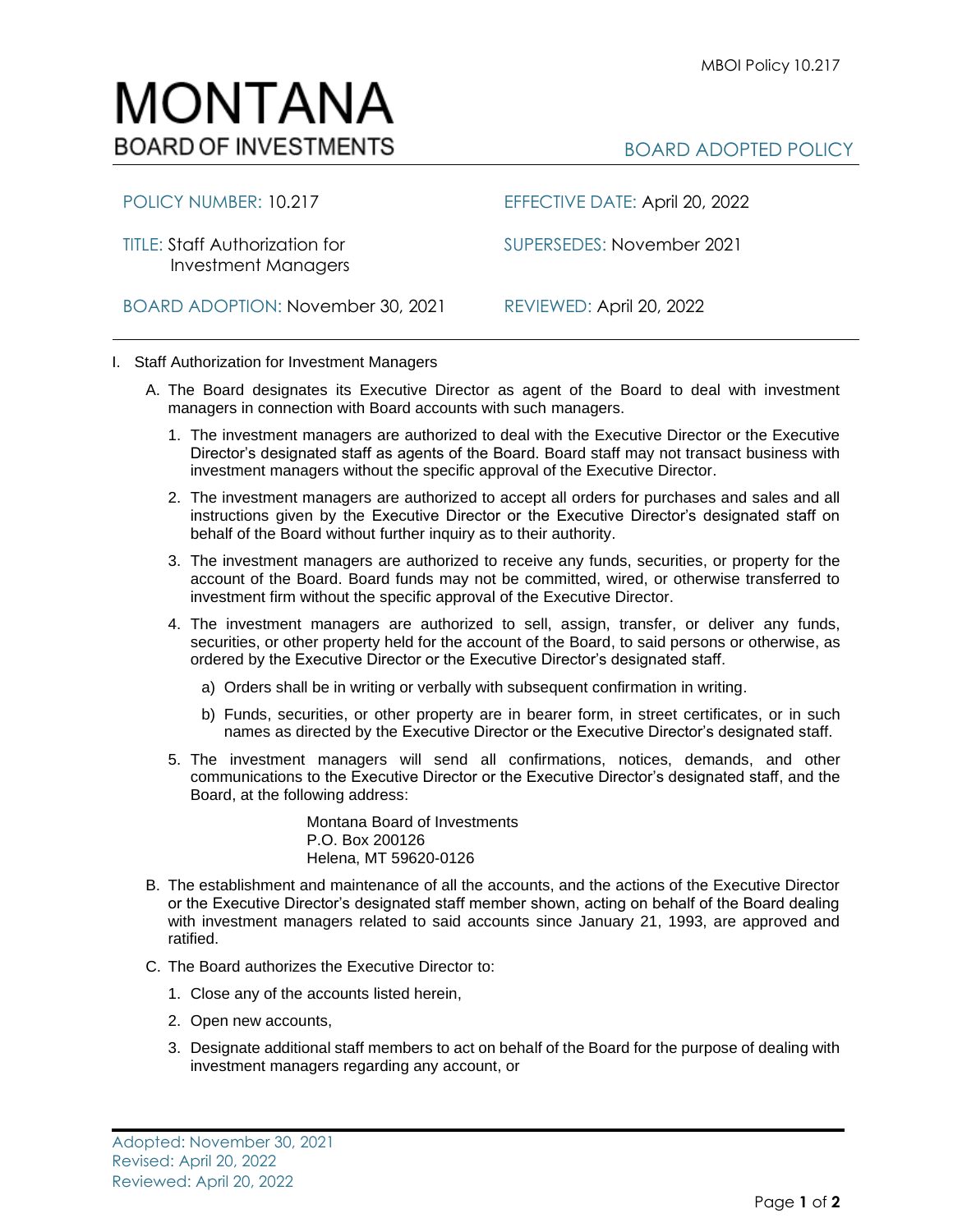MBOI Policy 10.217

# MONTANA
## BOARD OF INVESTMENTS

BOARD ADOPTED POLICY

| | |
|---|---|
| POLICY NUMBER: 10.217 | EFFECTIVE DATE: April 20, 2022 |
| TITLE: Staff Authorization for Investment Managers | SUPERSEDES: November 2021 |
| BOARD ADOPTION: November 30, 2021 | REVIEWED: April 20, 2022 |

I. Staff Authorization for Investment Managers

A. The Board designates its Executive Director as agent of the Board to deal with investment managers in connection with Board accounts with such managers.

1. The investment managers are authorized to deal with the Executive Director or the Executive Director's designated staff as agents of the Board. Board staff may not transact business with investment managers without the specific approval of the Executive Director.

2. The investment managers are authorized to accept all orders for purchases and sales and all instructions given by the Executive Director or the Executive Director's designated staff on behalf of the Board without further inquiry as to their authority.

3. The investment managers are authorized to receive any funds, securities, or property for the account of the Board. Board funds may not be committed, wired, or otherwise transferred to investment firm without the specific approval of the Executive Director.

4. The investment managers are authorized to sell, assign, transfer, or deliver any funds, securities, or other property held for the account of the Board, to said persons or otherwise, as ordered by the Executive Director or the Executive Director's designated staff.

   a) Orders shall be in writing or verbally with subsequent confirmation in writing.

   b) Funds, securities, or other property are in bearer form, in street certificates, or in such names as directed by the Executive Director or the Executive Director's designated staff.

5. The investment managers will send all confirmations, notices, demands, and other communications to the Executive Director or the Executive Director's designated staff, and the Board, at the following address:

   Montana Board of Investments
   P.O. Box 200126
   Helena, MT 59620-0126

B. The establishment and maintenance of all the accounts, and the actions of the Executive Director or the Executive Director's designated staff member shown, acting on behalf of the Board dealing with investment managers related to said accounts since January 21, 1993, are approved and ratified.

C. The Board authorizes the Executive Director to:

1. Close any of the accounts listed herein,

2. Open new accounts,

3. Designate additional staff members to act on behalf of the Board for the purpose of dealing with investment managers regarding any account, or

Adopted: November 30, 2021
Revised: April 20, 2022
Reviewed: April 20, 2022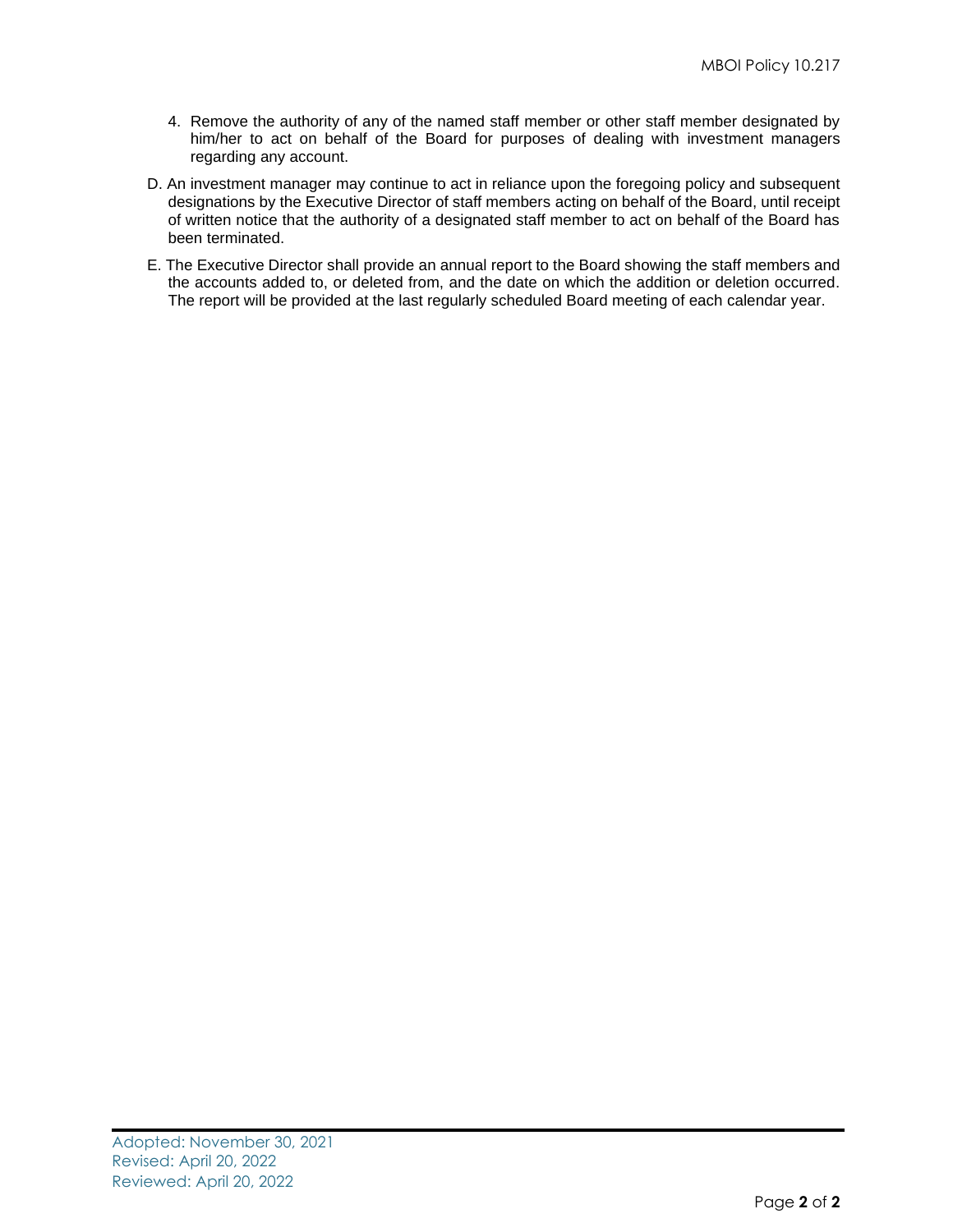4. Remove the authority of any of the named staff member or other staff member designated by him/her to act on behalf of the Board for purposes of dealing with investment managers regarding any account.

D. An investment manager may continue to act in reliance upon the foregoing policy and subsequent designations by the Executive Director of staff members acting on behalf of the Board, until receipt of written notice that the authority of a designated staff member to act on behalf of the Board has been terminated.

E. The Executive Director shall provide an annual report to the Board showing the staff members and the accounts added to, or deleted from, and the date on which the addition or deletion occurred. The report will be provided at the last regularly scheduled Board meeting of each calendar year.

---

Adopted: November 30, 2021
Revised: April 20, 2022
Reviewed: April 20, 2022